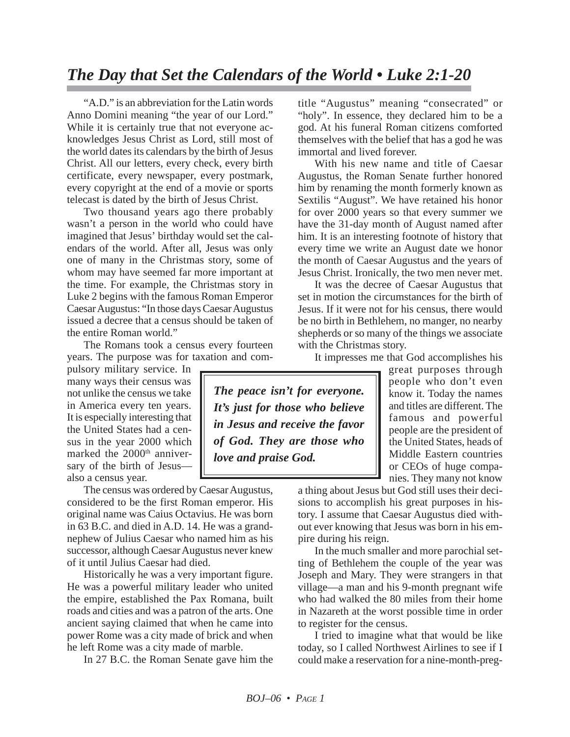# *The Day that Set the Calendars of the World • Luke 2:1-20*

"A.D." is an abbreviation for the Latin words Anno Domini meaning "the year of our Lord." While it is certainly true that not everyone acknowledges Jesus Christ as Lord, still most of the world dates its calendars by the birth of Jesus Christ. All our letters, every check, every birth certificate, every newspaper, every postmark, every copyright at the end of a movie or sports telecast is dated by the birth of Jesus Christ.

Two thousand years ago there probably wasn't a person in the world who could have imagined that Jesus' birthday would set the calendars of the world. After all, Jesus was only one of many in the Christmas story, some of whom may have seemed far more important at the time. For example, the Christmas story in Luke 2 begins with the famous Roman Emperor Caesar Augustus: "In those days Caesar Augustus issued a decree that a census should be taken of the entire Roman world."

The Romans took a census every fourteen years. The purpose was for taxation and compulsory military service. In many ways their census was not unlike the census we take in America every ten years. It is especially interesting that the United States had a census in the year 2000 which marked the 2000th anniversary of the birth of Jesus—also a census year.

The census was ordered by Caesar Augustus, considered to be the first Roman emperor. His original name was Caius Octavius. He was born in 63 B.C. and died in A.D. 14. He was a grandnephew of Julius Caesar who named him as his successor, although Caesar Augustus never knew of it until Julius Caesar had died.

Historically he was a very important figure. He was a powerful military leader who united the empire, established the Pax Romana, built roads and cities and was a patron of the arts. One ancient saying claimed that when he came into power Rome was a city made of brick and when he left Rome was a city made of marble.

In 27 B.C. the Roman Senate gave him the title "Augustus" meaning "consecrated" or "holy". In essence, they declared him to be a god. At his funeral Roman citizens comforted themselves with the belief that has a god he was immortal and lived forever.

With his new name and title of Caesar Augustus, the Roman Senate further honored him by renaming the month formerly known as Sextilis "August". We have retained his honor for over 2000 years so that every summer we have the 31-day month of August named after him. It is an interesting footnote of history that every time we write an August date we honor the month of Caesar Augustus and the years of Jesus Christ. Ironically, the two men never met.

It was the decree of Caesar Augustus that set in motion the circumstances for the birth of Jesus. If it were not for his census, there would be no birth in Bethlehem, no manger, no nearby shepherds or so many of the things we associate with the Christmas story.

> ***The peace isn't for everyone. It's just for those who believe in Jesus and receive the favor of God. They are those who love and praise God.***

It impresses me that God accomplishes his great purposes through people who don't even know it. Today the names and titles are different. The famous and powerful people are the president of the United States, heads of Middle Eastern countries or CEOs of huge companies. They many not know a thing about Jesus but God still uses their decisions to accomplish his great purposes in history. I assume that Caesar Augustus died without ever knowing that Jesus was born in his empire during his reign.

In the much smaller and more parochial setting of Bethlehem the couple of the year was Joseph and Mary. They were strangers in that village—a man and his 9-month pregnant wife who had walked the 80 miles from their home in Nazareth at the worst possible time in order to register for the census.

I tried to imagine what that would be like today, so I called Northwest Airlines to see if I could make a reservation for a nine-month-preg-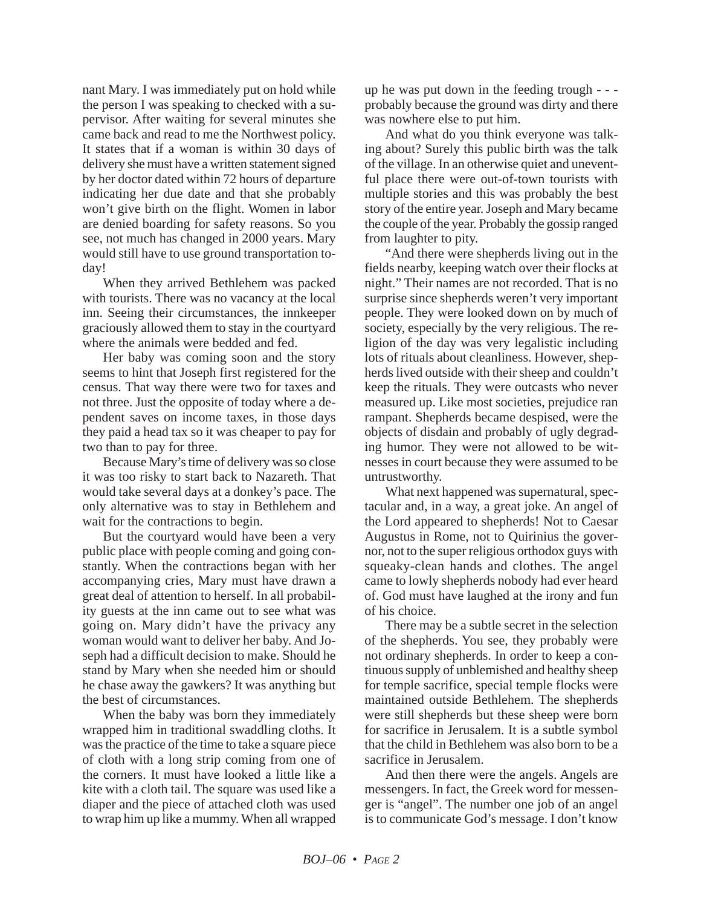nant Mary. I was immediately put on hold while the person I was speaking to checked with a supervisor. After waiting for several minutes she came back and read to me the Northwest policy. It states that if a woman is within 30 days of delivery she must have a written statement signed by her doctor dated within 72 hours of departure indicating her due date and that she probably won't give birth on the flight. Women in labor are denied boarding for safety reasons. So you see, not much has changed in 2000 years. Mary would still have to use ground transportation today!

When they arrived Bethlehem was packed with tourists. There was no vacancy at the local inn. Seeing their circumstances, the innkeeper graciously allowed them to stay in the courtyard where the animals were bedded and fed.

Her baby was coming soon and the story seems to hint that Joseph first registered for the census. That way there were two for taxes and not three. Just the opposite of today where a dependent saves on income taxes, in those days they paid a head tax so it was cheaper to pay for two than to pay for three.

Because Mary's time of delivery was so close it was too risky to start back to Nazareth. That would take several days at a donkey's pace. The only alternative was to stay in Bethlehem and wait for the contractions to begin.

But the courtyard would have been a very public place with people coming and going constantly. When the contractions began with her accompanying cries, Mary must have drawn a great deal of attention to herself. In all probability guests at the inn came out to see what was going on. Mary didn't have the privacy any woman would want to deliver her baby. And Joseph had a difficult decision to make. Should he stand by Mary when she needed him or should he chase away the gawkers? It was anything but the best of circumstances.

When the baby was born they immediately wrapped him in traditional swaddling cloths. It was the practice of the time to take a square piece of cloth with a long strip coming from one of the corners. It must have looked a little like a kite with a cloth tail. The square was used like a diaper and the piece of attached cloth was used to wrap him up like a mummy. When all wrapped up he was put down in the feeding trough - - - probably because the ground was dirty and there was nowhere else to put him.

And what do you think everyone was talking about? Surely this public birth was the talk of the village. In an otherwise quiet and uneventful place there were out-of-town tourists with multiple stories and this was probably the best story of the entire year. Joseph and Mary became the couple of the year. Probably the gossip ranged from laughter to pity.

"And there were shepherds living out in the fields nearby, keeping watch over their flocks at night." Their names are not recorded. That is no surprise since shepherds weren't very important people. They were looked down on by much of society, especially by the very religious. The religion of the day was very legalistic including lots of rituals about cleanliness. However, shepherds lived outside with their sheep and couldn't keep the rituals. They were outcasts who never measured up. Like most societies, prejudice ran rampant. Shepherds became despised, were the objects of disdain and probably of ugly degrading humor. They were not allowed to be witnesses in court because they were assumed to be untrustworthy.

What next happened was supernatural, spectacular and, in a way, a great joke. An angel of the Lord appeared to shepherds! Not to Caesar Augustus in Rome, not to Quirinius the governor, not to the super religious orthodox guys with squeaky-clean hands and clothes. The angel came to lowly shepherds nobody had ever heard of. God must have laughed at the irony and fun of his choice.

There may be a subtle secret in the selection of the shepherds. You see, they probably were not ordinary shepherds. In order to keep a continuous supply of unblemished and healthy sheep for temple sacrifice, special temple flocks were maintained outside Bethlehem. The shepherds were still shepherds but these sheep were born for sacrifice in Jerusalem. It is a subtle symbol that the child in Bethlehem was also born to be a sacrifice in Jerusalem.

And then there were the angels. Angels are messengers. In fact, the Greek word for messenger is "angel". The number one job of an angel is to communicate God's message. I don't know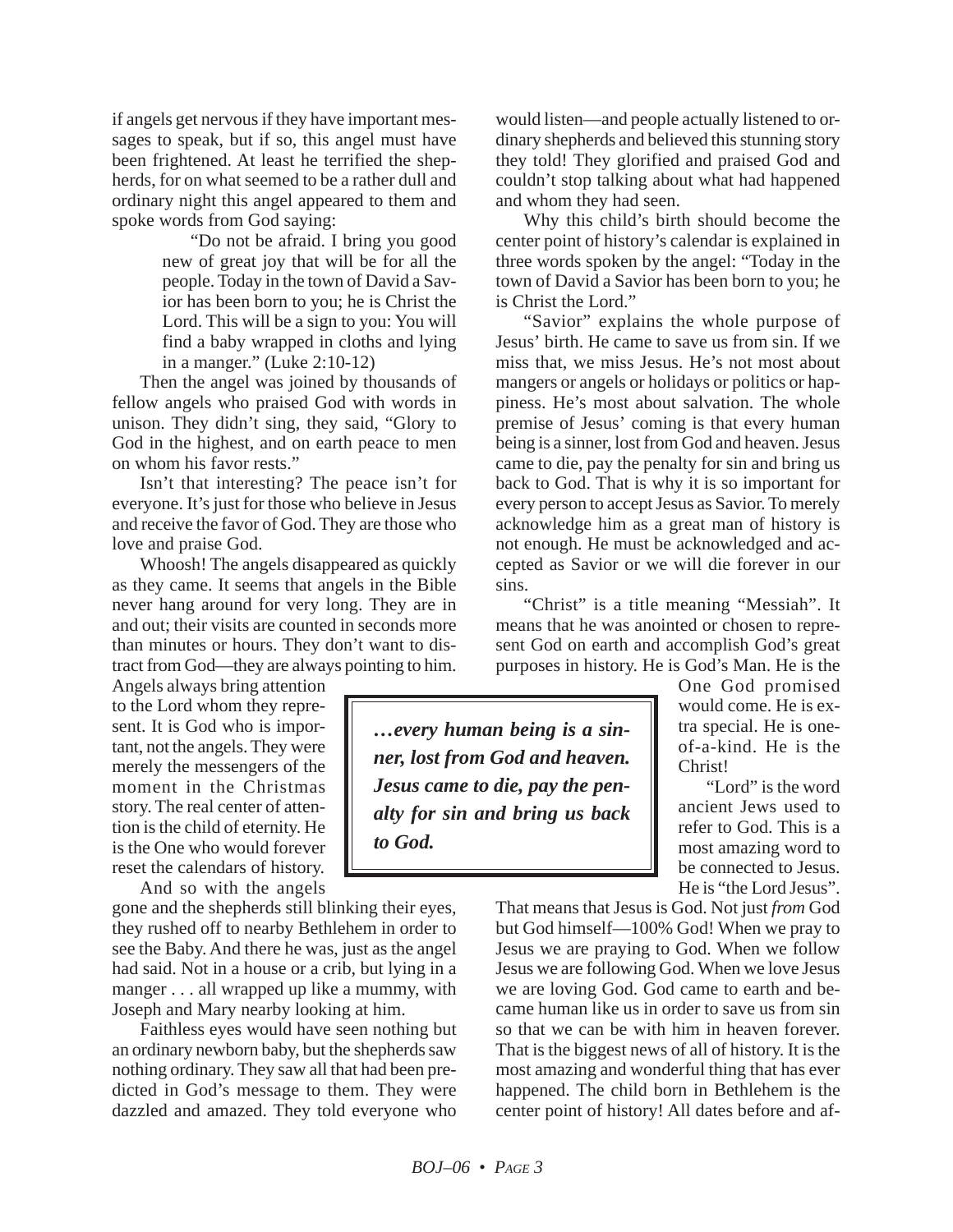if angels get nervous if they have important messages to speak, but if so, this angel must have been frightened. At least he terrified the shepherds, for on what seemed to be a rather dull and ordinary night this angel appeared to them and spoke words from God saying:

> "Do not be afraid. I bring you good new of great joy that will be for all the people. Today in the town of David a Savior has been born to you; he is Christ the Lord. This will be a sign to you: You will find a baby wrapped in cloths and lying in a manger." (Luke 2:10-12)

Then the angel was joined by thousands of fellow angels who praised God with words in unison. They didn't sing, they said, "Glory to God in the highest, and on earth peace to men on whom his favor rests."

Isn't that interesting? The peace isn't for everyone. It's just for those who believe in Jesus and receive the favor of God. They are those who love and praise God.

Whoosh! The angels disappeared as quickly as they came. It seems that angels in the Bible never hang around for very long. They are in and out; their visits are counted in seconds more than minutes or hours. They don't want to distract from God—they are always pointing to him. Angels always bring attention to the Lord whom they represent. It is God who is important, not the angels. They were merely the messengers of the moment in the Christmas story. The real center of attention is the child of eternity. He is the One who would forever reset the calendars of history.

And so with the angels gone and the shepherds still blinking their eyes, they rushed off to nearby Bethlehem in order to see the Baby. And there he was, just as the angel had said. Not in a house or a crib, but lying in a manger . . . all wrapped up like a mummy, with Joseph and Mary nearby looking at him.

Faithless eyes would have seen nothing but an ordinary newborn baby, but the shepherds saw nothing ordinary. They saw all that had been predicted in God's message to them. They were dazzled and amazed. They told everyone who would listen—and people actually listened to ordinary shepherds and believed this stunning story they told! They glorified and praised God and couldn't stop talking about what had happened and whom they had seen.

Why this child's birth should become the center point of history's calendar is explained in three words spoken by the angel: "Today in the town of David a Savior has been born to you; he is Christ the Lord."

"Savior" explains the whole purpose of Jesus' birth. He came to save us from sin. If we miss that, we miss Jesus. He's not most about mangers or angels or holidays or politics or happiness. He's most about salvation. The whole premise of Jesus' coming is that every human being is a sinner, lost from God and heaven. Jesus came to die, pay the penalty for sin and bring us back to God. That is why it is so important for every person to accept Jesus as Savior. To merely acknowledge him as a great man of history is not enough. He must be acknowledged and accepted as Savior or we will die forever in our sins.

> ***…every human being is a sinner, lost from God and heaven. Jesus came to die, pay the penalty for sin and bring us back to God.***

"Christ" is a title meaning "Messiah". It means that he was anointed or chosen to represent God on earth and accomplish God's great purposes in history. He is God's Man. He is the One God promised would come. He is extra special. He is one-of-a-kind. He is the Christ!

"Lord" is the word ancient Jews used to refer to God. This is a most amazing word to be connected to Jesus. He is "the Lord Jesus". That means that Jesus is God. Not just *from* God but God himself—100% God! When we pray to Jesus we are praying to God. When we follow Jesus we are following God. When we love Jesus we are loving God. God came to earth and became human like us in order to save us from sin so that we can be with him in heaven forever. That is the biggest news of all of history. It is the most amazing and wonderful thing that has ever happened. The child born in Bethlehem is the center point of history! All dates before and af-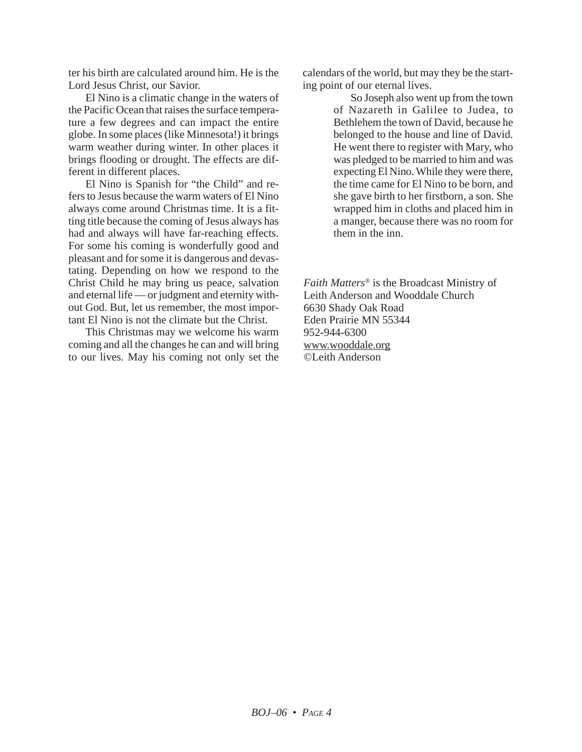ter his birth are calculated around him. He is the Lord Jesus Christ, our Savior.

El Nino is a climatic change in the waters of the Pacific Ocean that raises the surface temperature a few degrees and can impact the entire globe. In some places (like Minnesota!) it brings warm weather during winter. In other places it brings flooding or drought. The effects are different in different places.

El Nino is Spanish for "the Child" and refers to Jesus because the warm waters of El Nino always come around Christmas time. It is a fitting title because the coming of Jesus always has had and always will have far-reaching effects. For some his coming is wonderfully good and pleasant and for some it is dangerous and devastating. Depending on how we respond to the Christ Child he may bring us peace, salvation and eternal life — or judgment and eternity without God. But, let us remember, the most important El Nino is not the climate but the Christ.

This Christmas may we welcome his warm coming and all the changes he can and will bring to our lives. May his coming not only set the calendars of the world, but may they be the starting point of our eternal lives.

> So Joseph also went up from the town of Nazareth in Galilee to Judea, to Bethlehem the town of David, because he belonged to the house and line of David. He went there to register with Mary, who was pledged to be married to him and was expecting El Nino. While they were there, the time came for El Nino to be born, and she gave birth to her firstborn, a son. She wrapped him in cloths and placed him in a manger, because there was no room for them in the inn.

*Faith Matters*® is the Broadcast Ministry of
Leith Anderson and Wooddale Church
6630 Shady Oak Road
Eden Prairie MN 55344
952-944-6300
www.wooddale.org
©Leith Anderson